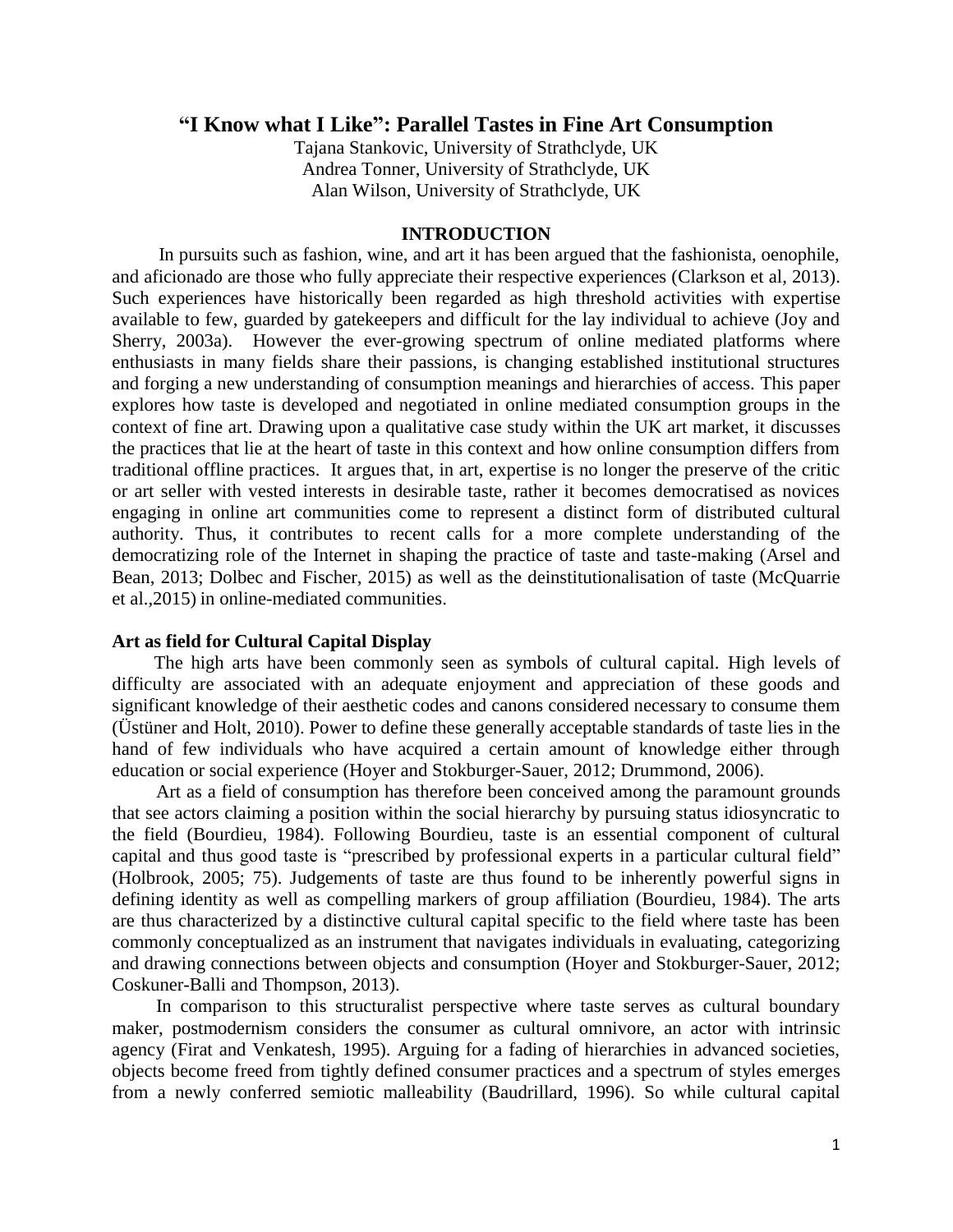# "I Know what I Like": Parallel Tastes in Fine Art Consumption

Tajana Stankovic, University of Strathclyde, UK
Andrea Tonner, University of Strathclyde, UK
Alan Wilson, University of Strathclyde, UK

## INTRODUCTION

In pursuits such as fashion, wine, and art it has been argued that the fashionista, oenophile, and aficionado are those who fully appreciate their respective experiences (Clarkson et al, 2013). Such experiences have historically been regarded as high threshold activities with expertise available to few, guarded by gatekeepers and difficult for the lay individual to achieve (Joy and Sherry, 2003a). However the ever-growing spectrum of online mediated platforms where enthusiasts in many fields share their passions, is changing established institutional structures and forging a new understanding of consumption meanings and hierarchies of access. This paper explores how taste is developed and negotiated in online mediated consumption groups in the context of fine art. Drawing upon a qualitative case study within the UK art market, it discusses the practices that lie at the heart of taste in this context and how online consumption differs from traditional offline practices. It argues that, in art, expertise is no longer the preserve of the critic or art seller with vested interests in desirable taste, rather it becomes democratised as novices engaging in online art communities come to represent a distinct form of distributed cultural authority. Thus, it contributes to recent calls for a more complete understanding of the democratizing role of the Internet in shaping the practice of taste and taste-making (Arsel and Bean, 2013; Dolbec and Fischer, 2015) as well the deinstitutionalisation of taste (McQuarrie et al.,2015) in online-mediated communities.

### Art as field for Cultural Capital Display

The high arts have been commonly seen as symbols of cultural capital. High levels of difficulty are associated with an adequate enjoyment and appreciation of these goods and significant knowledge of their aesthetic codes and canons considered necessary to consume them (Üstüner and Holt, 2010). Power to define these generally acceptable standards of taste lies in the hand of few individuals who have acquired a certain amount of knowledge either through education or social experience (Hoyer and Stokburger-Sauer, 2012; Drummond, 2006).

Art as a field of consumption has therefore been conceived among the paramount grounds that see actors claiming a position within the social hierarchy by pursuing status idiosyncratic to the field (Bourdieu, 1984). Following Bourdieu, taste is an essential component of cultural capital and thus good taste is "prescribed by professional experts in a particular cultural field" (Holbrook, 2005; 75). Judgements of taste are thus found to be inherently powerful signs in defining identity as well as compelling markers of group affiliation (Bourdieu, 1984). The arts are thus characterized by a distinctive cultural capital specific to the field where taste has been commonly conceptualized as an instrument that navigates individuals in evaluating, categorizing and drawing connections between objects and consumption (Hoyer and Stokburger-Sauer, 2012; Coskuner-Balli and Thompson, 2013).

In comparison to this structuralist perspective where taste serves as cultural boundary maker, postmodernism considers the consumer as cultural omnivore, an actor with intrinsic agency (Firat and Venkatesh, 1995). Arguing for a fading of hierarchies in advanced societies, objects become freed from tightly defined consumer practices and a spectrum of styles emerges from a newly conferred semiotic malleability (Baudrillard, 1996). So while cultural capital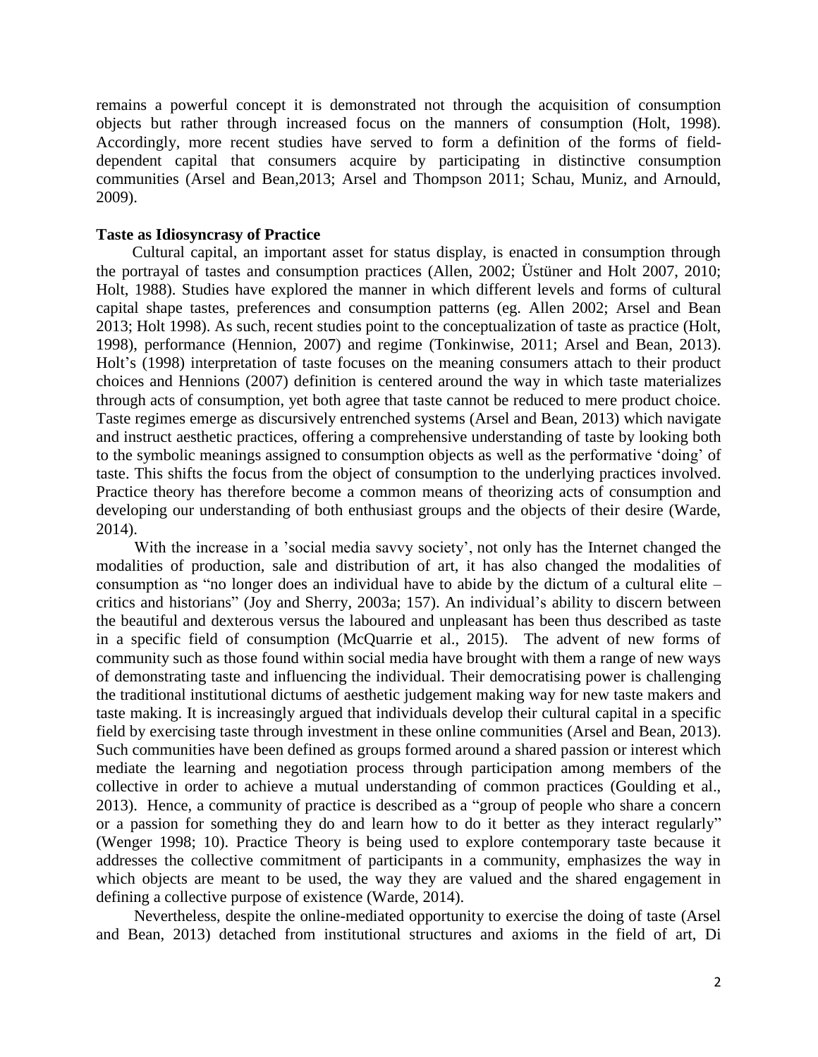remains a powerful concept it is demonstrated not through the acquisition of consumption objects but rather through increased focus on the manners of consumption (Holt, 1998). Accordingly, more recent studies have served to form a definition of the forms of field-dependent capital that consumers acquire by participating in distinctive consumption communities (Arsel and Bean,2013; Arsel and Thompson 2011; Schau, Muniz, and Arnould, 2009).

**Taste as Idiosyncrasy of Practice**

Cultural capital, an important asset for status display, is enacted in consumption through the portrayal of tastes and consumption practices (Allen, 2002; Üstüner and Holt 2007, 2010; Holt, 1988). Studies have explored the manner in which different levels and forms of cultural capital shape tastes, preferences and consumption patterns (eg. Allen 2002; Arsel and Bean 2013; Holt 1998). As such, recent studies point to the conceptualization of taste as practice (Holt, 1998), performance (Hennion, 2007) and regime (Tonkinwise, 2011; Arsel and Bean, 2013). Holt's (1998) interpretation of taste focuses on the meaning consumers attach to their product choices and Hennions (2007) definition is centered around the way in which taste materializes through acts of consumption, yet both agree that taste cannot be reduced to mere product choice. Taste regimes emerge as discursively entrenched systems (Arsel and Bean, 2013) which navigate and instruct aesthetic practices, offering a comprehensive understanding of taste by looking both to the symbolic meanings assigned to consumption objects as well as the performative 'doing' of taste. This shifts the focus from the object of consumption to the underlying practices involved. Practice theory has therefore become a common means of theorizing acts of consumption and developing our understanding of both enthusiast groups and the objects of their desire (Warde, 2014).

With the increase in a 'social media savvy society', not only has the Internet changed the modalities of production, sale and distribution of art, it has also changed the modalities of consumption as "no longer does an individual have to abide by the dictum of a cultural elite – critics and historians" (Joy and Sherry, 2003a; 157). An individual's ability to discern between the beautiful and dexterous versus the laboured and unpleasant has been thus described as taste in a specific field of consumption (McQuarrie et al., 2015). The advent of new forms of community such as those found within social media have brought with them a range of new ways of demonstrating taste and influencing the individual. Their democratising power is challenging the traditional institutional dictums of aesthetic judgement making way for new taste makers and taste making. It is increasingly argued that individuals develop their cultural capital in a specific field by exercising taste through investment in these online communities (Arsel and Bean, 2013). Such communities have been defined as groups formed around a shared passion or interest which mediate the learning and negotiation process through participation among members of the collective in order to achieve a mutual understanding of common practices (Goulding et al., 2013). Hence, a community of practice is described as a "group of people who share a concern or a passion for something they do and learn how to do it better as they interact regularly" (Wenger 1998; 10). Practice Theory is being used to explore contemporary taste because it addresses the collective commitment of participants in a community, emphasizes the way in which objects are meant to be used, the way they are valued and the shared engagement in defining a collective purpose of existence (Warde, 2014).

Nevertheless, despite the online-mediated opportunity to exercise the doing of taste (Arsel and Bean, 2013) detached from institutional structures and axioms in the field of art, Di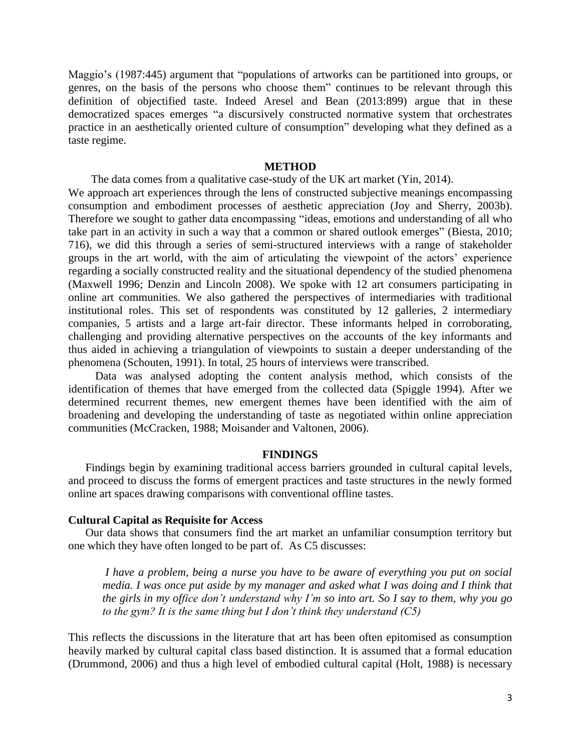Maggio's (1987:445) argument that "populations of artworks can be partitioned into groups, or genres, on the basis of the persons who choose them" continues to be relevant through this definition of objectified taste. Indeed Aresel and Bean (2013:899) argue that in these democratized spaces emerges "a discursively constructed normative system that orchestrates practice in an aesthetically oriented culture of consumption" developing what they defined as a taste regime.

## METHOD

The data comes from a qualitative case-study of the UK art market (Yin, 2014). We approach art experiences through the lens of constructed subjective meanings encompassing consumption and embodiment processes of aesthetic appreciation (Joy and Sherry, 2003b). Therefore we sought to gather data encompassing "ideas, emotions and understanding of all who take part in an activity in such a way that a common or shared outlook emerges" (Biesta, 2010; 716), we did this through a series of semi-structured interviews with a range of stakeholder groups in the art world, with the aim of articulating the viewpoint of the actors' experience regarding a socially constructed reality and the situational dependency of the studied phenomena (Maxwell 1996; Denzin and Lincoln 2008). We spoke with 12 art consumers participating in online art communities. We also gathered the perspectives of intermediaries with traditional institutional roles. This set of respondents was constituted by 12 galleries, 2 intermediary companies, 5 artists and a large art-fair director. These informants helped in corroborating, challenging and providing alternative perspectives on the accounts of the key informants and thus aided in achieving a triangulation of viewpoints to sustain a deeper understanding of the phenomena (Schouten, 1991). In total, 25 hours of interviews were transcribed.

Data was analysed adopting the content analysis method, which consists of the identification of themes that have emerged from the collected data (Spiggle 1994). After we determined recurrent themes, new emergent themes have been identified with the aim of broadening and developing the understanding of taste as negotiated within online appreciation communities (McCracken, 1988; Moisander and Valtonen, 2006).

## FINDINGS

Findings begin by examining traditional access barriers grounded in cultural capital levels, and proceed to discuss the forms of emergent practices and taste structures in the newly formed online art spaces drawing comparisons with conventional offline tastes.

### Cultural Capital as Requisite for Access

Our data shows that consumers find the art market an unfamiliar consumption territory but one which they have often longed to be part of. As C5 discusses:

> *I have a problem, being a nurse you have to be aware of everything you put on social media. I was once put aside by my manager and asked what I was doing and I think that the girls in my office don't understand why I'm so into art. So I say to them, why you go to the gym? It is the same thing but I don't think they understand (C5)*

This reflects the discussions in the literature that art has been often epitomised as consumption heavily marked by cultural capital class based distinction. It is assumed that a formal education (Drummond, 2006) and thus a high level of embodied cultural capital (Holt, 1988) is necessary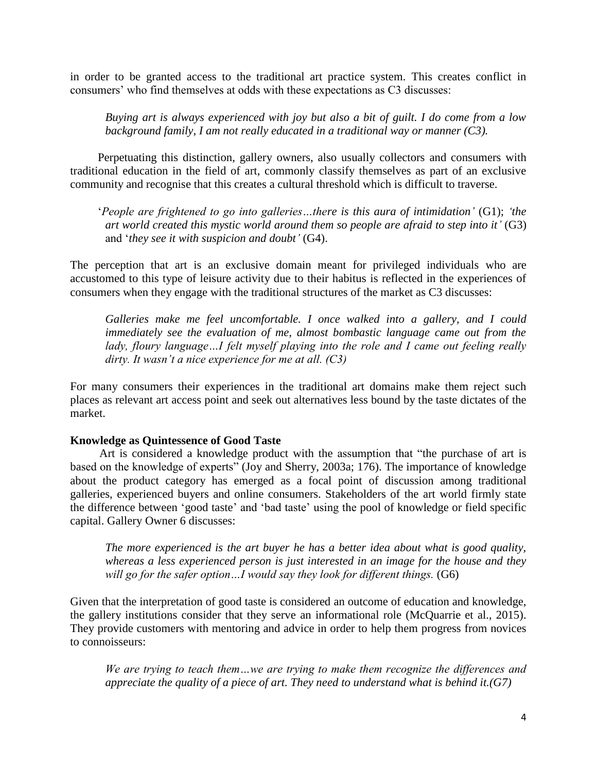in order to be granted access to the traditional art practice system. This creates conflict in consumers' who find themselves at odds with these expectations as C3 discusses:

> *Buying art is always experienced with joy but also a bit of guilt. I do come from a low background family, I am not really educated in a traditional way or manner (C3).*

Perpetuating this distinction, gallery owners, also usually collectors and consumers with traditional education in the field of art, commonly classify themselves as part of an exclusive community and recognise that this creates a cultural threshold which is difficult to traverse.

> '*People are frightened to go into galleries…there is this aura of intimidation'* (G1); *'the art world created this mystic world around them so people are afraid to step into it'* (G3) and '*they see it with suspicion and doubt'* (G4).

The perception that art is an exclusive domain meant for privileged individuals who are accustomed to this type of leisure activity due to their habitus is reflected in the experiences of consumers when they engage with the traditional structures of the market as C3 discusses:

> *Galleries make me feel uncomfortable. I once walked into a gallery, and I could immediately see the evaluation of me, almost bombastic language came out from the lady, floury language…I felt myself playing into the role and I came out feeling really dirty. It wasn't a nice experience for me at all. (C3)*

For many consumers their experiences in the traditional art domains make them reject such places as relevant art access point and seek out alternatives less bound by the taste dictates of the market.

**Knowledge as Quintessence of Good Taste**

Art is considered a knowledge product with the assumption that "the purchase of art is based on the knowledge of experts" (Joy and Sherry, 2003a; 176). The importance of knowledge about the product category has emerged as a focal point of discussion among traditional galleries, experienced buyers and online consumers. Stakeholders of the art world firmly state the difference between 'good taste' and 'bad taste' using the pool of knowledge or field specific capital. Gallery Owner 6 discusses:

> *The more experienced is the art buyer he has a better idea about what is good quality, whereas a less experienced person is just interested in an image for the house and they will go for the safer option…I would say they look for different things.* (G6)

Given that the interpretation of good taste is considered an outcome of education and knowledge, the gallery institutions consider that they serve an informational role (McQuarrie et al., 2015). They provide customers with mentoring and advice in order to help them progress from novices to connoisseurs:

> *We are trying to teach them…we are trying to make them recognize the differences and appreciate the quality of a piece of art. They need to understand what is behind it.(G7)*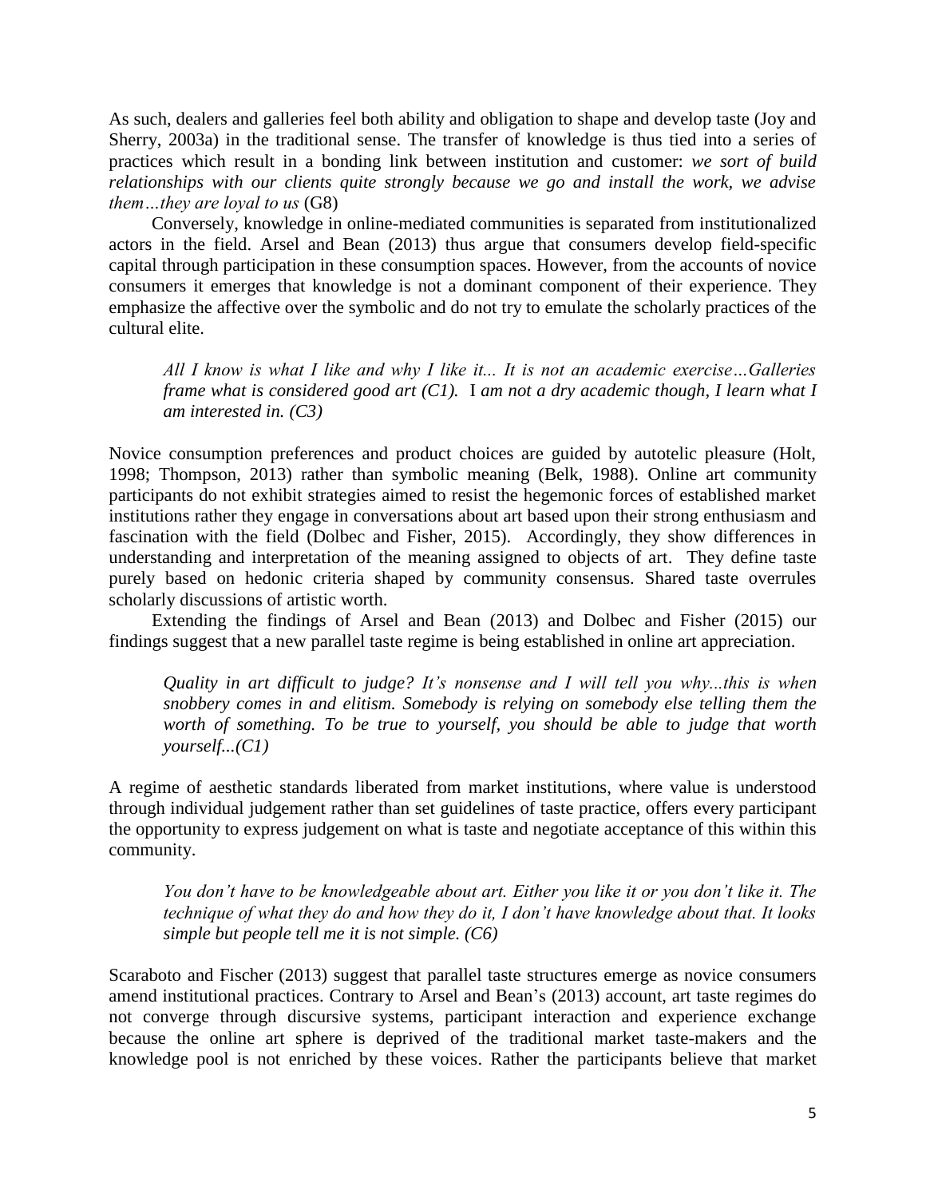As such, dealers and galleries feel both ability and obligation to shape and develop taste (Joy and Sherry, 2003a) in the traditional sense. The transfer of knowledge is thus tied into a series of practices which result in a bonding link between institution and customer: *we sort of build relationships with our clients quite strongly because we go and install the work, we advise them…they are loyal to us* (G8)

Conversely, knowledge in online-mediated communities is separated from institutionalized actors in the field. Arsel and Bean (2013) thus argue that consumers develop field-specific capital through participation in these consumption spaces. However, from the accounts of novice consumers it emerges that knowledge is not a dominant component of their experience. They emphasize the affective over the symbolic and do not try to emulate the scholarly practices of the cultural elite.

> *All I know is what I like and why I like it... It is not an academic exercise…Galleries frame what is considered good art (C1).* I *am not a dry academic though, I learn what I am interested in. (C3)*

Novice consumption preferences and product choices are guided by autotelic pleasure (Holt, 1998; Thompson, 2013) rather than symbolic meaning (Belk, 1988). Online art community participants do not exhibit strategies aimed to resist the hegemonic forces of established market institutions rather they engage in conversations about art based upon their strong enthusiasm and fascination with the field (Dolbec and Fisher, 2015). Accordingly, they show differences in understanding and interpretation of the meaning assigned to objects of art. They define taste purely based on hedonic criteria shaped by community consensus. Shared taste overrules scholarly discussions of artistic worth.

Extending the findings of Arsel and Bean (2013) and Dolbec and Fisher (2015) our findings suggest that a new parallel taste regime is being established in online art appreciation.

> *Quality in art difficult to judge? It's nonsense and I will tell you why...this is when snobbery comes in and elitism. Somebody is relying on somebody else telling them the worth of something. To be true to yourself, you should be able to judge that worth yourself...(C1)*

A regime of aesthetic standards liberated from market institutions, where value is understood through individual judgement rather than set guidelines of taste practice, offers every participant the opportunity to express judgement on what is taste and negotiate acceptance of this within this community.

> *You don't have to be knowledgeable about art. Either you like it or you don't like it. The technique of what they do and how they do it, I don't have knowledge about that. It looks simple but people tell me it is not simple. (C6)*

Scaraboto and Fischer (2013) suggest that parallel taste structures emerge as novice consumers amend institutional practices. Contrary to Arsel and Bean's (2013) account, art taste regimes do not converge through discursive systems, participant interaction and experience exchange because the online art sphere is deprived of the traditional market taste-makers and the knowledge pool is not enriched by these voices. Rather the participants believe that market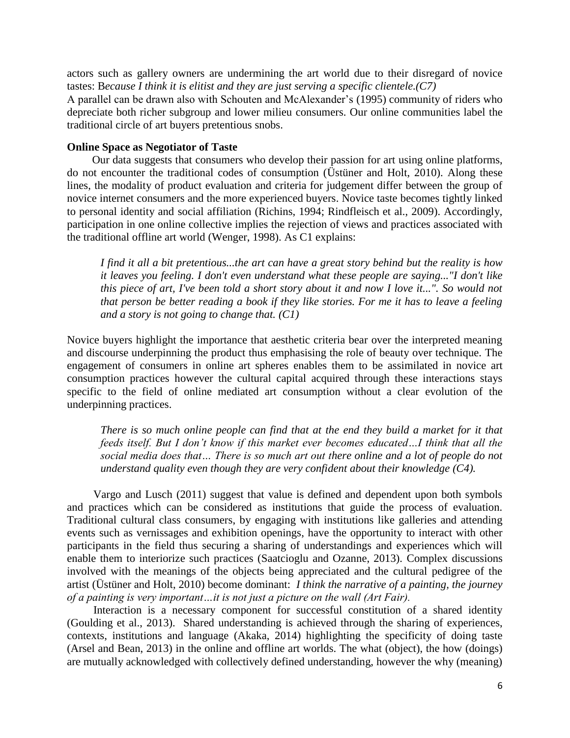actors such as gallery owners are undermining the art world due to their disregard of novice tastes: B*ecause I think it is elitist and they are just serving a specific clientele.(C7)*

A parallel can be drawn also with Schouten and McAlexander's (1995) community of riders who depreciate both richer subgroup and lower milieu consumers. Our online communities label the traditional circle of art buyers pretentious snobs.

**Online Space as Negotiator of Taste**

Our data suggests that consumers who develop their passion for art using online platforms, do not encounter the traditional codes of consumption (Üstüner and Holt, 2010). Along these lines, the modality of product evaluation and criteria for judgement differ between the group of novice internet consumers and the more experienced buyers. Novice taste becomes tightly linked to personal identity and social affiliation (Richins, 1994; Rindfleisch et al., 2009). Accordingly, participation in one online collective implies the rejection of views and practices associated with the traditional offline art world (Wenger, 1998). As C1 explains:

> *I find it all a bit pretentious...the art can have a great story behind but the reality is how it leaves you feeling. I don't even understand what these people are saying..."I don't like this piece of art, I've been told a short story about it and now I love it...". So would not that person be better reading a book if they like stories. For me it has to leave a feeling and a story is not going to change that. (C1)*

Novice buyers highlight the importance that aesthetic criteria bear over the interpreted meaning and discourse underpinning the product thus emphasising the role of beauty over technique. The engagement of consumers in online art spheres enables them to be assimilated in novice art consumption practices however the cultural capital acquired through these interactions stays specific to the field of online mediated art consumption without a clear evolution of the underpinning practices.

> *There is so much online people can find that at the end they build a market for it that feeds itself. But I don't know if this market ever becomes educated…I think that all the social media does that… There is so much art out there online and a lot of people do not understand quality even though they are very confident about their knowledge (C4).*

Vargo and Lusch (2011) suggest that value is defined and dependent upon both symbols and practices which can be considered as institutions that guide the process of evaluation. Traditional cultural class consumers, by engaging with institutions like galleries and attending events such as vernissages and exhibition openings, have the opportunity to interact with other participants in the field thus securing a sharing of understandings and experiences which will enable them to interiorize such practices (Saatcioglu and Ozanne, 2013). Complex discussions involved with the meanings of the objects being appreciated and the cultural pedigree of the artist (Üstüner and Holt, 2010) become dominant: *I think the narrative of a painting, the journey of a painting is very important…it is not just a picture on the wall (Art Fair).*

Interaction is a necessary component for successful constitution of a shared identity (Goulding et al., 2013). Shared understanding is achieved through the sharing of experiences, contexts, institutions and language (Akaka, 2014) highlighting the specificity of doing taste (Arsel and Bean, 2013) in the online and offline art worlds. The what (object), the how (doings) are mutually acknowledged with collectively defined understanding, however the why (meaning)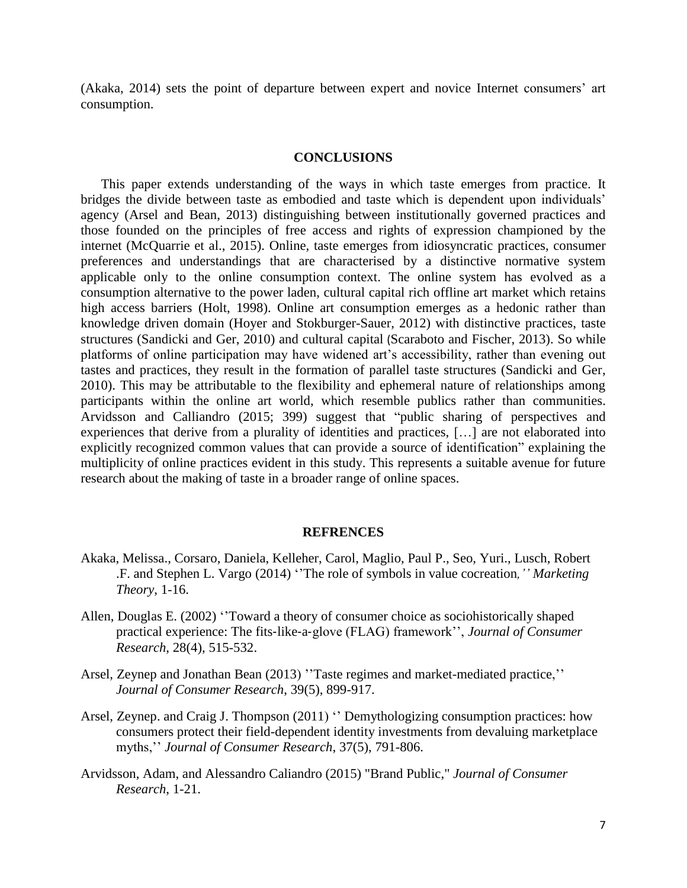(Akaka, 2014) sets the point of departure between expert and novice Internet consumers' art consumption.

## CONCLUSIONS

This paper extends understanding of the ways in which taste emerges from practice. It bridges the divide between taste as embodied and taste which is dependent upon individuals' agency (Arsel and Bean, 2013) distinguishing between institutionally governed practices and those founded on the principles of free access and rights of expression championed by the internet (McQuarrie et al., 2015). Online, taste emerges from idiosyncratic practices, consumer preferences and understandings that are characterised by a distinctive normative system applicable only to the online consumption context. The online system has evolved as a consumption alternative to the power laden, cultural capital rich offline art market which retains high access barriers (Holt, 1998). Online art consumption emerges as a hedonic rather than knowledge driven domain (Hoyer and Stokburger-Sauer, 2012) with distinctive practices, taste structures (Sandicki and Ger, 2010) and cultural capital (Scaraboto and Fischer, 2013). So while platforms of online participation may have widened art's accessibility, rather than evening out tastes and practices, they result in the formation of parallel taste structures (Sandicki and Ger, 2010). This may be attributable to the flexibility and ephemeral nature of relationships among participants within the online art world, which resemble publics rather than communities. Arvidsson and Calliandro (2015; 399) suggest that "public sharing of perspectives and experiences that derive from a plurality of identities and practices, […] are not elaborated into explicitly recognized common values that can provide a source of identification" explaining the multiplicity of online practices evident in this study. This represents a suitable avenue for future research about the making of taste in a broader range of online spaces.

## REFRENCES

Akaka, Melissa., Corsaro, Daniela, Kelleher, Carol, Maglio, Paul P., Seo, Yuri., Lusch, Robert .F. and Stephen L. Vargo (2014) ''The role of symbols in value cocreation,'' *Marketing Theory*, 1-16.

Allen, Douglas E. (2002) ''Toward a theory of consumer choice as sociohistorically shaped practical experience: The fits-like-a-glove (FLAG) framework'', *Journal of Consumer Research*, 28(4), 515-532.

Arsel, Zeynep and Jonathan Bean (2013) ''Taste regimes and market-mediated practice,'' *Journal of Consumer Research*, 39(5), 899-917.

Arsel, Zeynep. and Craig J. Thompson (2011) '' Demythologizing consumption practices: how consumers protect their field-dependent identity investments from devaluing marketplace myths,'' *Journal of Consumer Research*, 37(5), 791-806.

Arvidsson, Adam, and Alessandro Caliandro (2015) "Brand Public," *Journal of Consumer Research*, 1-21.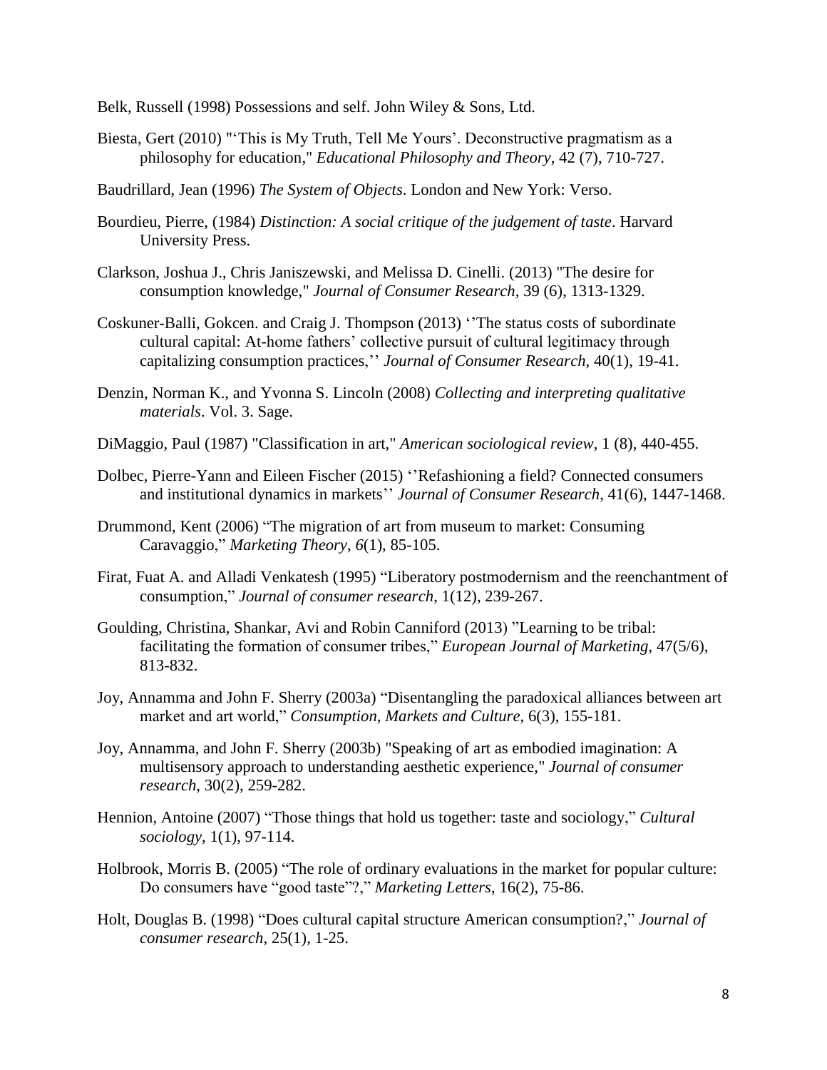Belk, Russell (1998) Possessions and self. John Wiley & Sons, Ltd.

Biesta, Gert (2010) "'This is My Truth, Tell Me Yours'. Deconstructive pragmatism as a philosophy for education," *Educational Philosophy and Theory*, 42 (7), 710-727.

Baudrillard, Jean (1996) *The System of Objects*. London and New York: Verso.

Bourdieu, Pierre, (1984) *Distinction: A social critique of the judgement of taste*. Harvard University Press.

Clarkson, Joshua J., Chris Janiszewski, and Melissa D. Cinelli. (2013) "The desire for consumption knowledge," *Journal of Consumer Research,* 39 (6), 1313-1329.

Coskuner-Balli, Gokcen. and Craig J. Thompson (2013) ''The status costs of subordinate cultural capital: At-home fathers' collective pursuit of cultural legitimacy through capitalizing consumption practices,'' *Journal of Consumer Research*, 40(1), 19-41.

Denzin, Norman K., and Yvonna S. Lincoln (2008) *Collecting and interpreting qualitative materials*. Vol. 3. Sage.

DiMaggio, Paul (1987) "Classification in art," *American sociological review*, 1 (8), 440-455.

Dolbec, Pierre-Yann and Eileen Fischer (2015) ''Refashioning a field? Connected consumers and institutional dynamics in markets'' *Journal of Consumer Research*, 41(6), 1447-1468.

Drummond, Kent (2006) "The migration of art from museum to market: Consuming Caravaggio," *Marketing Theory*, *6*(1), 85-105.

Firat, Fuat A. and Alladi Venkatesh (1995) "Liberatory postmodernism and the reenchantment of consumption," *Journal of consumer research*, 1(12), 239-267.

Goulding, Christina, Shankar, Avi and Robin Canniford (2013) "Learning to be tribal: facilitating the formation of consumer tribes," *European Journal of Marketing*, 47(5/6), 813-832.

Joy, Annamma and John F. Sherry (2003a) "Disentangling the paradoxical alliances between art market and art world," *Consumption, Markets and Culture*, 6(3), 155-181.

Joy, Annamma, and John F. Sherry (2003b) "Speaking of art as embodied imagination: A multisensory approach to understanding aesthetic experience," *Journal of consumer research*, 30(2), 259-282.

Hennion, Antoine (2007) "Those things that hold us together: taste and sociology," *Cultural sociology*, 1(1), 97-114.

Holbrook, Morris B. (2005) "The role of ordinary evaluations in the market for popular culture: Do consumers have "good taste"?," *Marketing Letters*, 16(2), 75-86.

Holt, Douglas B. (1998) "Does cultural capital structure American consumption?," *Journal of consumer research*, 25(1), 1-25.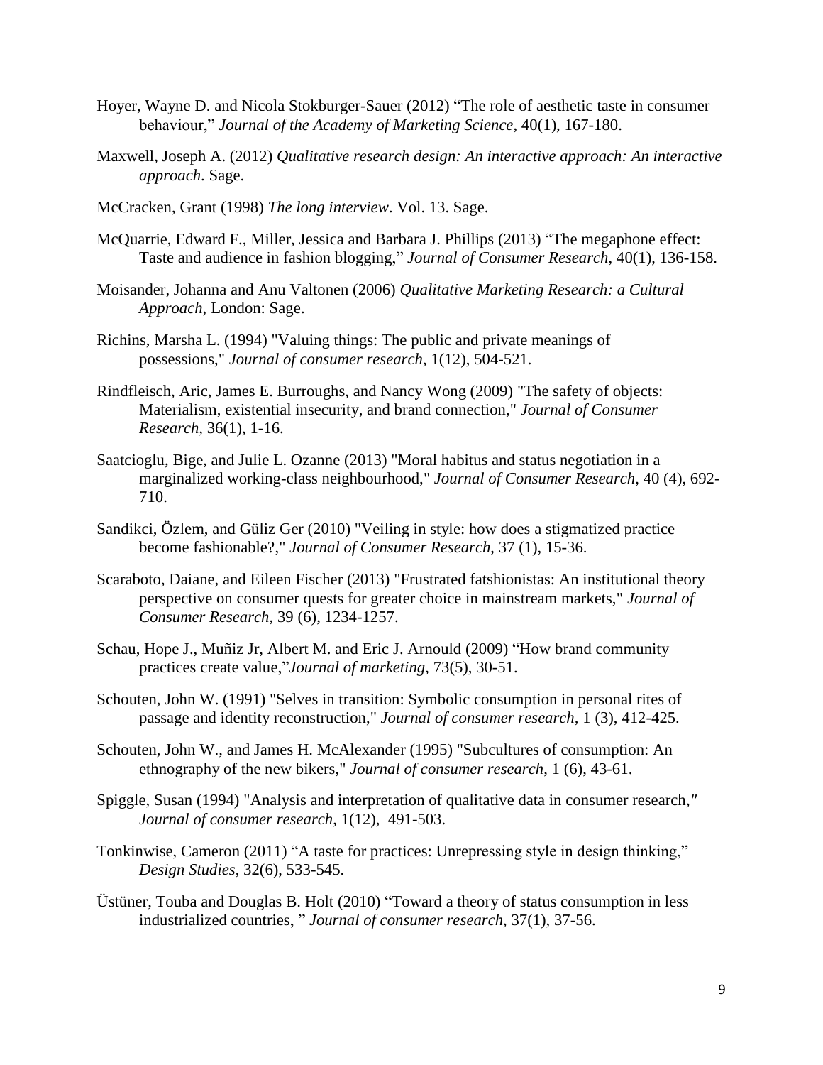Hoyer, Wayne D. and Nicola Stokburger-Sauer (2012) “The role of aesthetic taste in consumer behaviour,” *Journal of the Academy of Marketing Science*, 40(1), 167-180.

Maxwell, Joseph A. (2012) *Qualitative research design: An interactive approach: An interactive approach*. Sage.

McCracken, Grant (1998) *The long interview*. Vol. 13. Sage.

McQuarrie, Edward F., Miller, Jessica and Barbara J. Phillips (2013) “The megaphone effect: Taste and audience in fashion blogging,” *Journal of Consumer Research*, 40(1), 136-158.

Moisander, Johanna and Anu Valtonen (2006) *Qualitative Marketing Research: a Cultural Approach*, London: Sage.

Richins, Marsha L. (1994) "Valuing things: The public and private meanings of possessions," *Journal of consumer research*, 1(12), 504-521.

Rindfleisch, Aric, James E. Burroughs, and Nancy Wong (2009) "The safety of objects: Materialism, existential insecurity, and brand connection," *Journal of Consumer Research*, 36(1), 1-16.

Saatcioglu, Bige, and Julie L. Ozanne (2013) "Moral habitus and status negotiation in a marginalized working-class neighbourhood," *Journal of Consumer Research*, 40 (4), 692-710.

Sandikci, Özlem, and Güliz Ger (2010) "Veiling in style: how does a stigmatized practice become fashionable?," *Journal of Consumer Research*, 37 (1), 15-36.

Scaraboto, Daiane, and Eileen Fischer (2013) "Frustrated fatshionistas: An institutional theory perspective on consumer quests for greater choice in mainstream markets," *Journal of Consumer Research*, 39 (6), 1234-1257.

Schau, Hope J., Muñiz Jr, Albert M. and Eric J. Arnould (2009) “How brand community practices create value,”*Journal of marketing*, 73(5), 30-51.

Schouten, John W. (1991) "Selves in transition: Symbolic consumption in personal rites of passage and identity reconstruction," *Journal of consumer research,* 1 (3), 412-425.

Schouten, John W., and James H. McAlexander (1995) "Subcultures of consumption: An ethnography of the new bikers," *Journal of consumer research*, 1 (6), 43-61.

Spiggle, Susan (1994) "Analysis and interpretation of qualitative data in consumer research," *Journal of consumer research*, 1(12), 491-503.

Tonkinwise, Cameron (2011) “A taste for practices: Unrepressing style in design thinking,” *Design Studies*, 32(6), 533-545.

Üstüner, Touba and Douglas B. Holt (2010) “Toward a theory of status consumption in less industrialized countries, ” *Journal of consumer research*, 37(1), 37-56.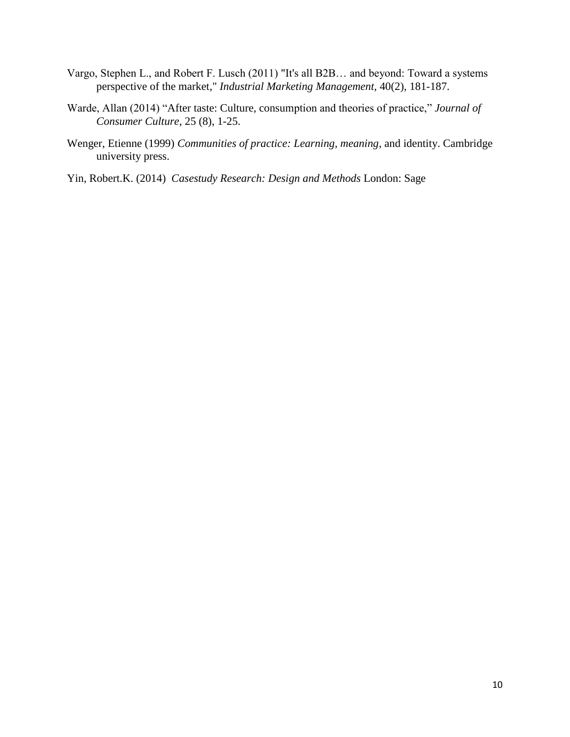Vargo, Stephen L., and Robert F. Lusch (2011) "It's all B2B… and beyond: Toward a systems perspective of the market," *Industrial Marketing Management*, 40(2), 181-187.

Warde, Allan (2014) "After taste: Culture, consumption and theories of practice," *Journal of Consumer Culture*, 25 (8), 1-25.

Wenger, Etienne (1999) *Communities of practice: Learning, meaning*, and identity. Cambridge university press.

Yin, Robert.K. (2014) *Casestudy Research: Design and Methods* London: Sage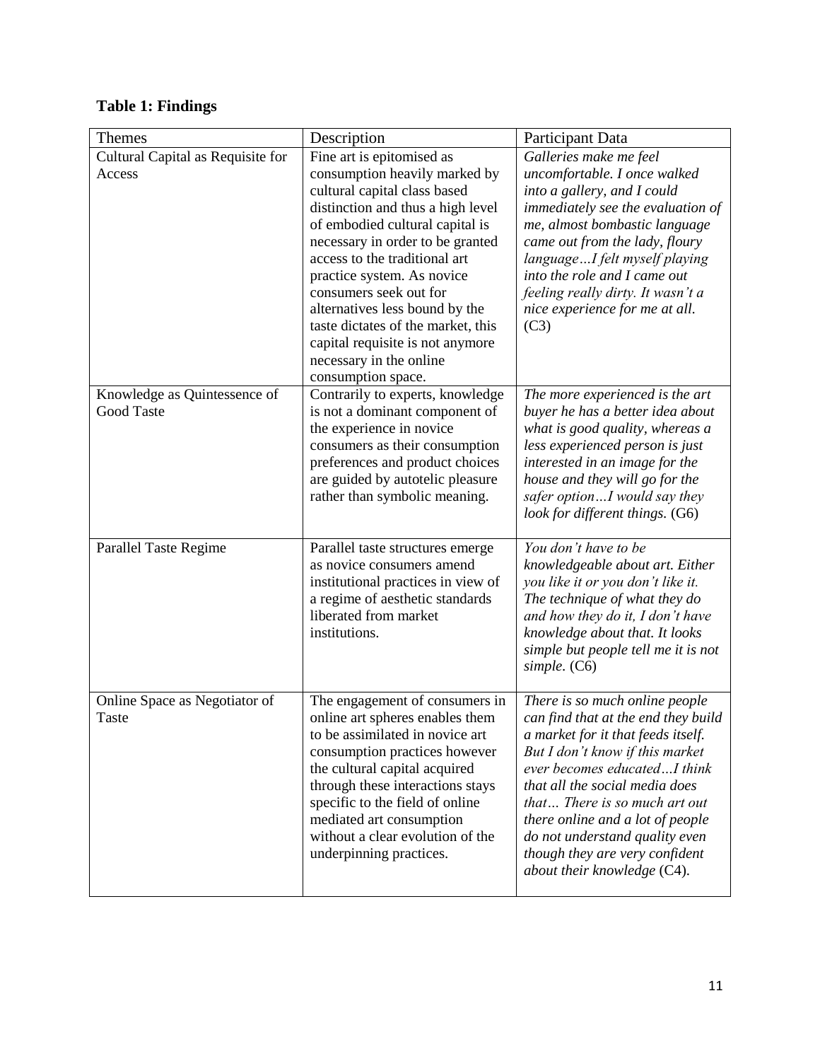**Table 1: Findings**

| Themes | Description | Participant Data |
| --- | --- | --- |
| Cultural Capital as Requisite for Access | Fine art is epitomised as consumption heavily marked by cultural capital class based distinction and thus a high level of embodied cultural capital is necessary in order to be granted access to the traditional art practice system. As novice consumers seek out for alternatives less bound by the taste dictates of the market, this capital requisite is not anymore necessary in the online consumption space. | *Galleries make me feel uncomfortable. I once walked into a gallery, and I could immediately see the evaluation of me, almost bombastic language came out from the lady, floury language…I felt myself playing into the role and I came out feeling really dirty. It wasn't a nice experience for me at all.* (C3) |
| Knowledge as Quintessence of Good Taste | Contrarily to experts, knowledge is not a dominant component of the experience in novice consumers as their consumption preferences and product choices are guided by autotelic pleasure rather than symbolic meaning. | *The more experienced is the art buyer he has a better idea about what is good quality, whereas a less experienced person is just interested in an image for the house and they will go for the safer option…I would say they look for different things.* (G6) |
| Parallel Taste Regime | Parallel taste structures emerge as novice consumers amend institutional practices in view of a regime of aesthetic standards liberated from market institutions. | *You don't have to be knowledgeable about art. Either you like it or you don't like it. The technique of what they do and how they do it, I don't have knowledge about that. It looks simple but people tell me it is not simple.* (C6) |
| Online Space as Negotiator of Taste | The engagement of consumers in online art spheres enables them to be assimilated in novice art consumption practices however the cultural capital acquired through these interactions stays specific to the field of online mediated art consumption without a clear evolution of the underpinning practices. | *There is so much online people can find that at the end they build a market for it that feeds itself. But I don't know if this market ever becomes educated…I think that all the social media does that… There is so much art out there online and a lot of people do not understand quality even though they are very confident about their knowledge* (C4). |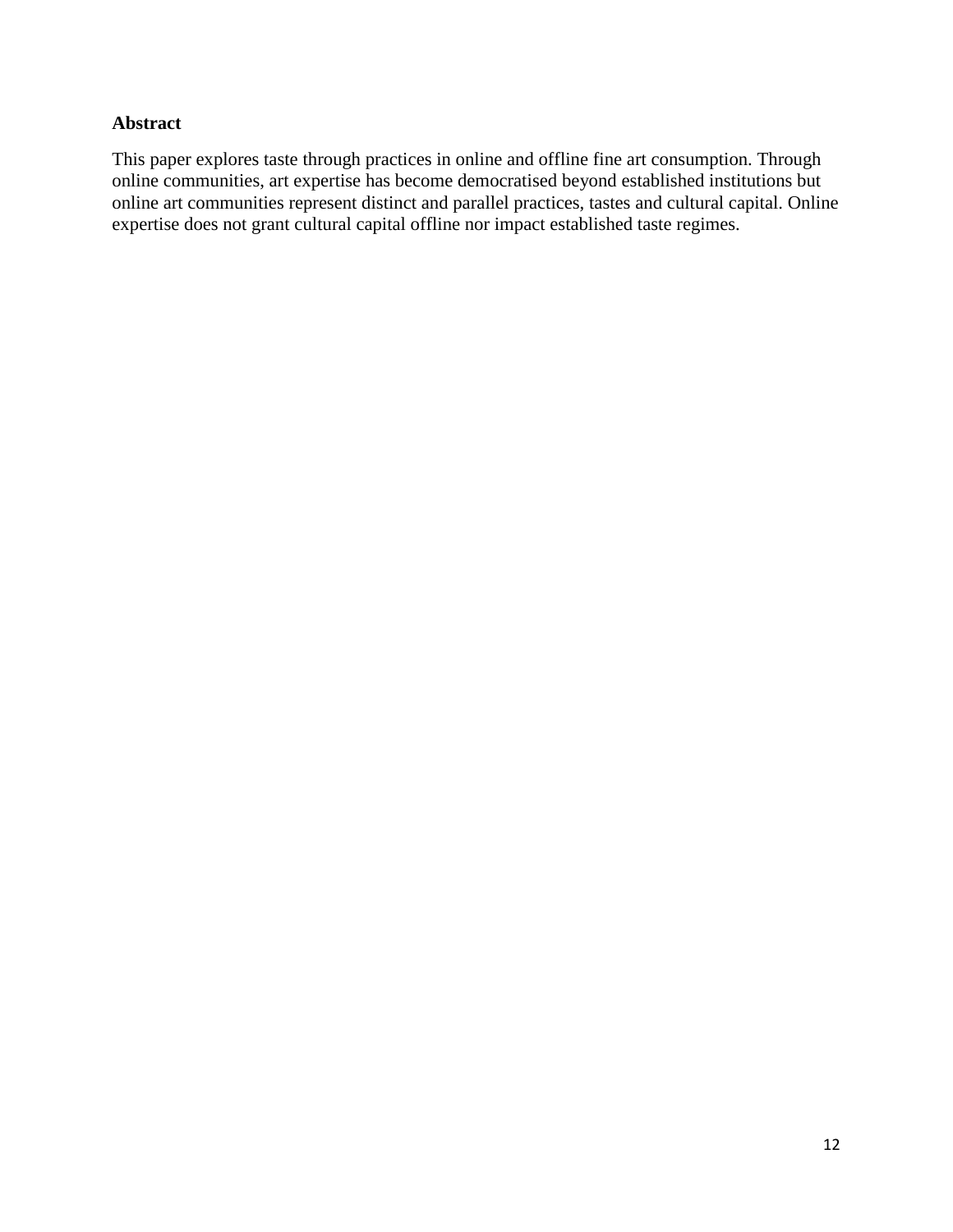**Abstract**

This paper explores taste through practices in online and offline fine art consumption. Through online communities, art expertise has become democratised beyond established institutions but online art communities represent distinct and parallel practices, tastes and cultural capital. Online expertise does not grant cultural capital offline nor impact established taste regimes.